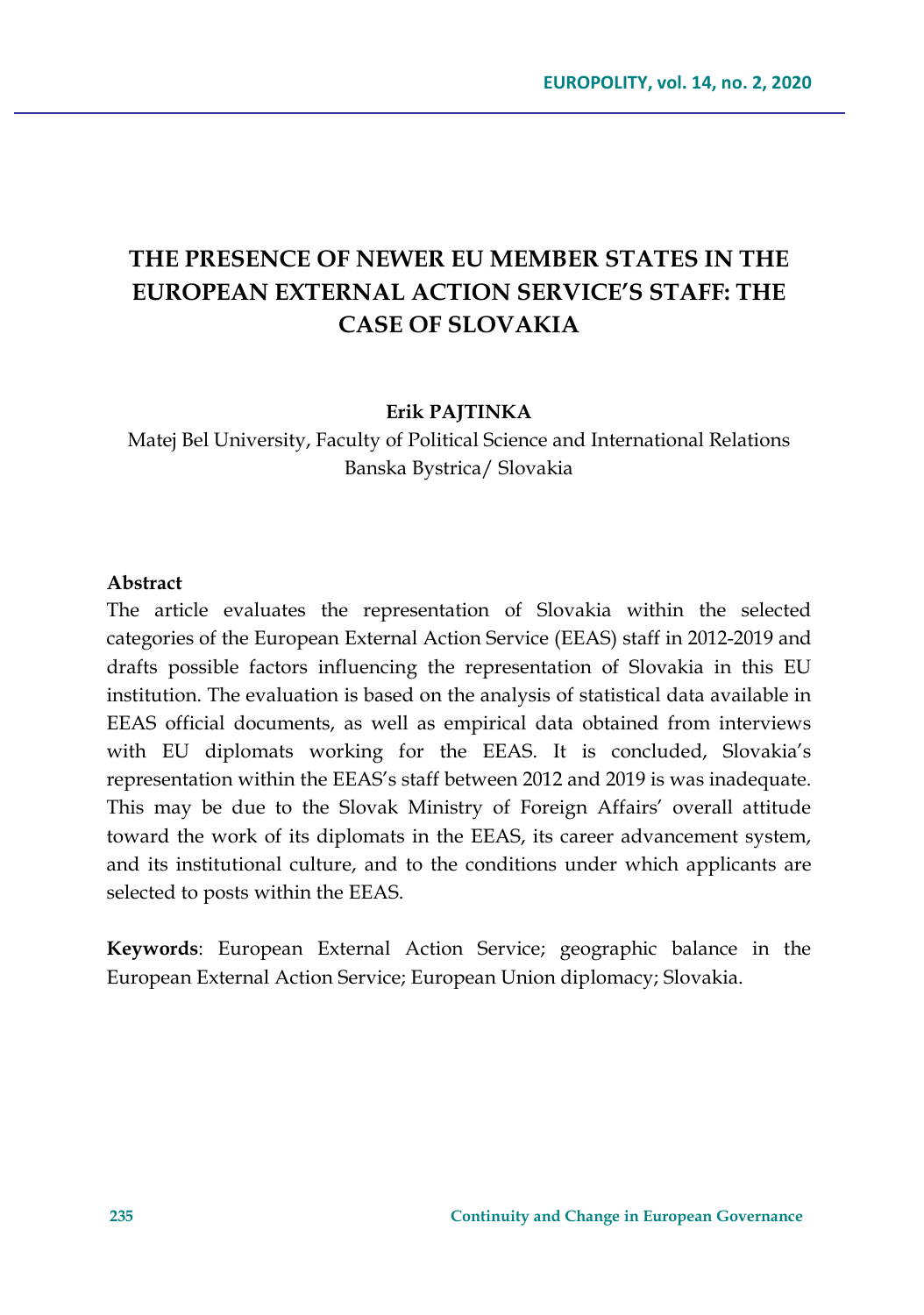# THE PRESENCE OF NEWER EU MEMBER STATES IN THE EUROPEAN EXTERNAL ACTION SERVICE'S STAFF: THE CASE OF SLOVAKIA

**Erik PAJTINKA**

Matej Bel University, Faculty of Political Science and International Relations
Banska Bystrica/ Slovakia

**Abstract**

The article evaluates the representation of Slovakia within the selected categories of the European External Action Service (EEAS) staff in 2012-2019 and drafts possible factors influencing the representation of Slovakia in this EU institution. The evaluation is based on the analysis of statistical data available in EEAS official documents, as well as empirical data obtained from interviews with EU diplomats working for the EEAS. It is concluded, Slovakia's representation within the EEAS's staff between 2012 and 2019 is was inadequate. This may be due to the Slovak Ministry of Foreign Affairs' overall attitude toward the work of its diplomats in the EEAS, its career advancement system, and its institutional culture, and to the conditions under which applicants are selected to posts within the EEAS.

**Keywords**: European External Action Service; geographic balance in the European External Action Service; European Union diplomacy; Slovakia.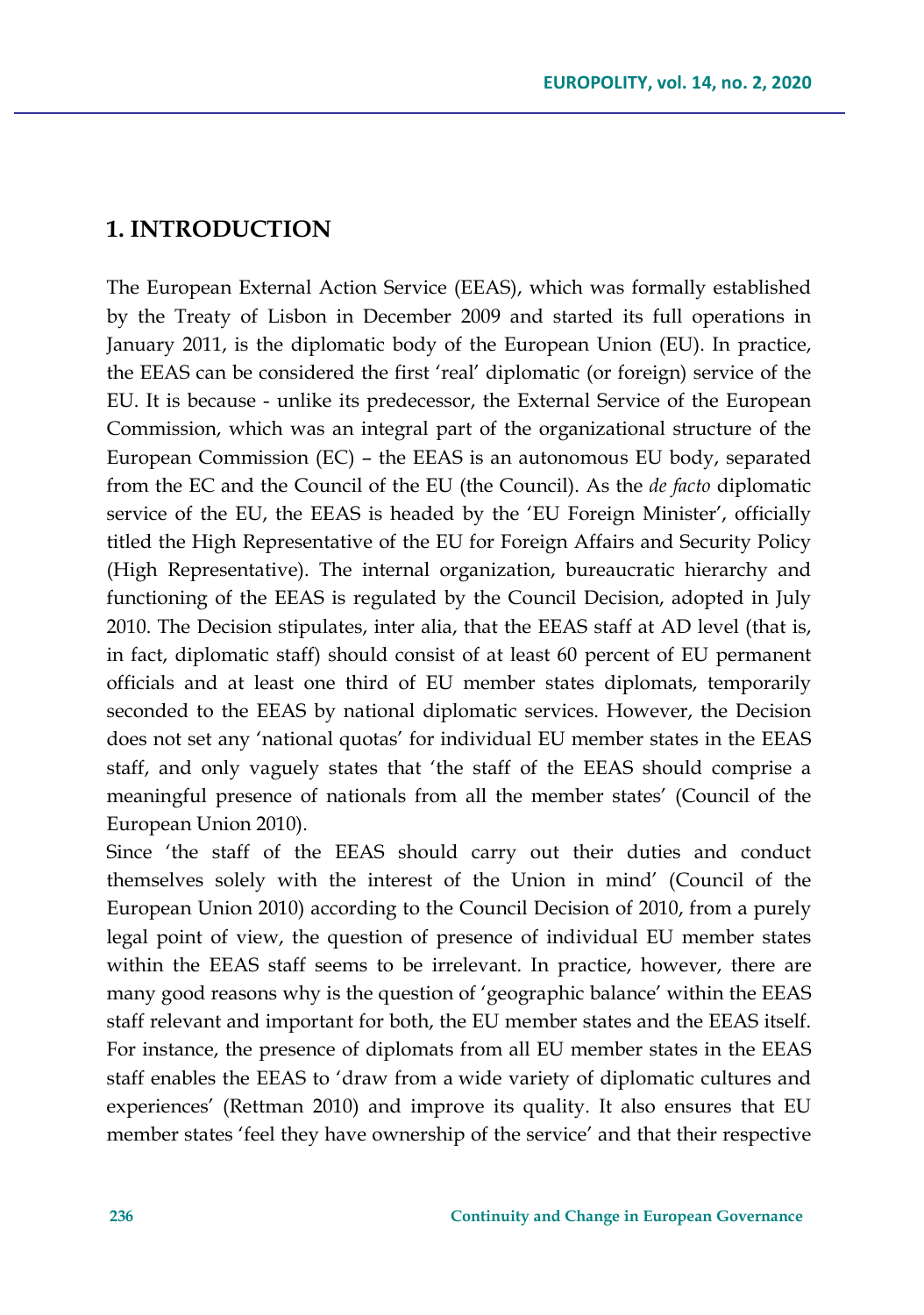## 1. INTRODUCTION

The European External Action Service (EEAS), which was formally established by the Treaty of Lisbon in December 2009 and started its full operations in January 2011, is the diplomatic body of the European Union (EU). In practice, the EEAS can be considered the first 'real' diplomatic (or foreign) service of the EU. It is because - unlike its predecessor, the External Service of the European Commission, which was an integral part of the organizational structure of the European Commission (EC) – the EEAS is an autonomous EU body, separated from the EC and the Council of the EU (the Council). As the *de facto* diplomatic service of the EU, the EEAS is headed by the 'EU Foreign Minister', officially titled the High Representative of the EU for Foreign Affairs and Security Policy (High Representative). The internal organization, bureaucratic hierarchy and functioning of the EEAS is regulated by the Council Decision, adopted in July 2010. The Decision stipulates, inter alia, that the EEAS staff at AD level (that is, in fact, diplomatic staff) should consist of at least 60 percent of EU permanent officials and at least one third of EU member states diplomats, temporarily seconded to the EEAS by national diplomatic services. However, the Decision does not set any 'national quotas' for individual EU member states in the EEAS staff, and only vaguely states that 'the staff of the EEAS should comprise a meaningful presence of nationals from all the member states' (Council of the European Union 2010).

Since 'the staff of the EEAS should carry out their duties and conduct themselves solely with the interest of the Union in mind' (Council of the European Union 2010) according to the Council Decision of 2010, from a purely legal point of view, the question of presence of individual EU member states within the EEAS staff seems to be irrelevant. In practice, however, there are many good reasons why is the question of 'geographic balance' within the EEAS staff relevant and important for both, the EU member states and the EEAS itself. For instance, the presence of diplomats from all EU member states in the EEAS staff enables the EEAS to 'draw from a wide variety of diplomatic cultures and experiences' (Rettman 2010) and improve its quality. It also ensures that EU member states 'feel they have ownership of the service' and that their respective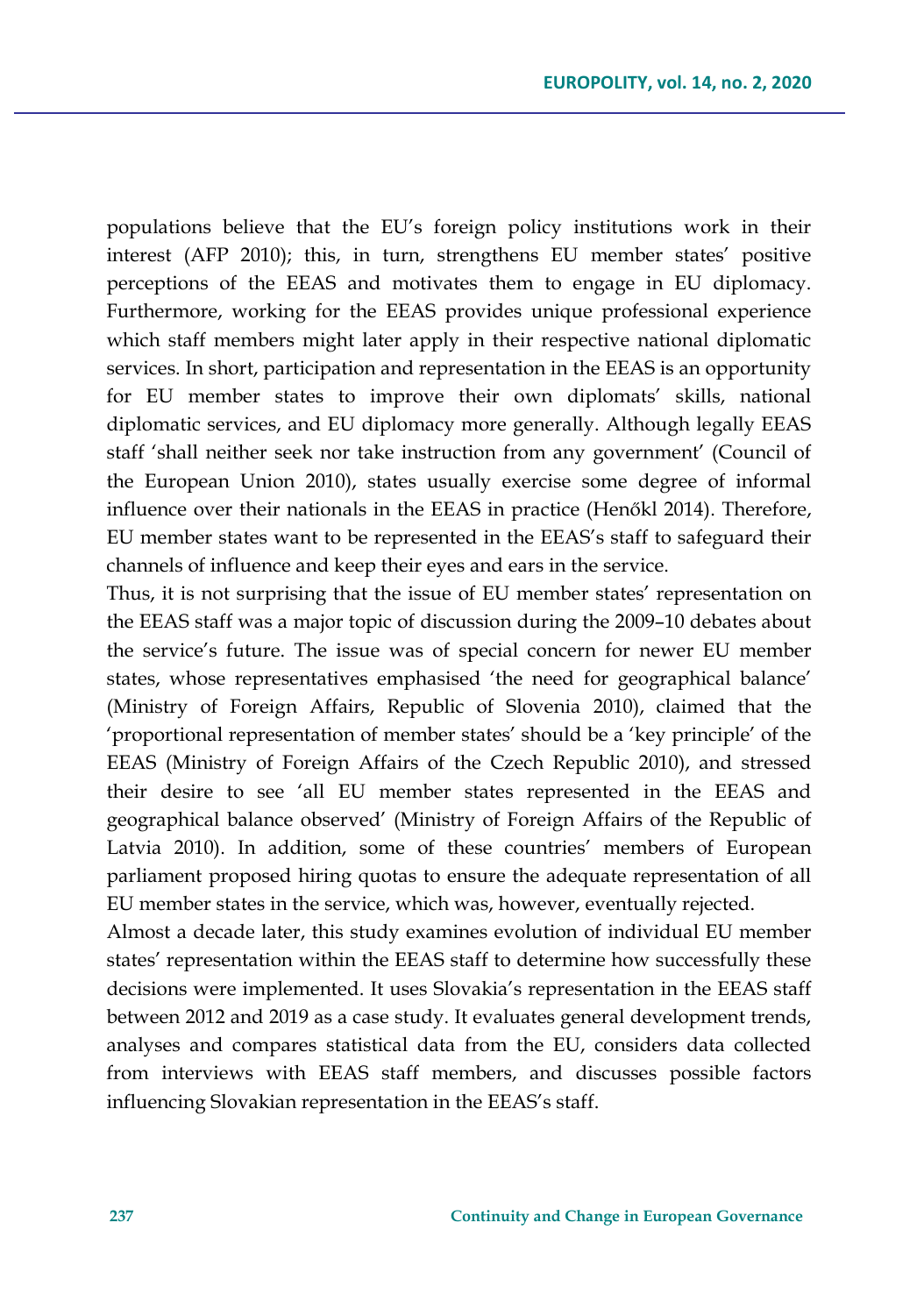populations believe that the EU's foreign policy institutions work in their interest (AFP 2010); this, in turn, strengthens EU member states' positive perceptions of the EEAS and motivates them to engage in EU diplomacy. Furthermore, working for the EEAS provides unique professional experience which staff members might later apply in their respective national diplomatic services. In short, participation and representation in the EEAS is an opportunity for EU member states to improve their own diplomats' skills, national diplomatic services, and EU diplomacy more generally. Although legally EEAS staff 'shall neither seek nor take instruction from any government' (Council of the European Union 2010), states usually exercise some degree of informal influence over their nationals in the EEAS in practice (Henőkl 2014). Therefore, EU member states want to be represented in the EEAS's staff to safeguard their channels of influence and keep their eyes and ears in the service.

Thus, it is not surprising that the issue of EU member states' representation on the EEAS staff was a major topic of discussion during the 2009–10 debates about the service's future. The issue was of special concern for newer EU member states, whose representatives emphasised 'the need for geographical balance' (Ministry of Foreign Affairs, Republic of Slovenia 2010), claimed that the 'proportional representation of member states' should be a 'key principle' of the EEAS (Ministry of Foreign Affairs of the Czech Republic 2010), and stressed their desire to see 'all EU member states represented in the EEAS and geographical balance observed' (Ministry of Foreign Affairs of the Republic of Latvia 2010). In addition, some of these countries' members of European parliament proposed hiring quotas to ensure the adequate representation of all EU member states in the service, which was, however, eventually rejected.

Almost a decade later, this study examines evolution of individual EU member states' representation within the EEAS staff to determine how successfully these decisions were implemented. It uses Slovakia's representation in the EEAS staff between 2012 and 2019 as a case study. It evaluates general development trends, analyses and compares statistical data from the EU, considers data collected from interviews with EEAS staff members, and discusses possible factors influencing Slovakian representation in the EEAS's staff.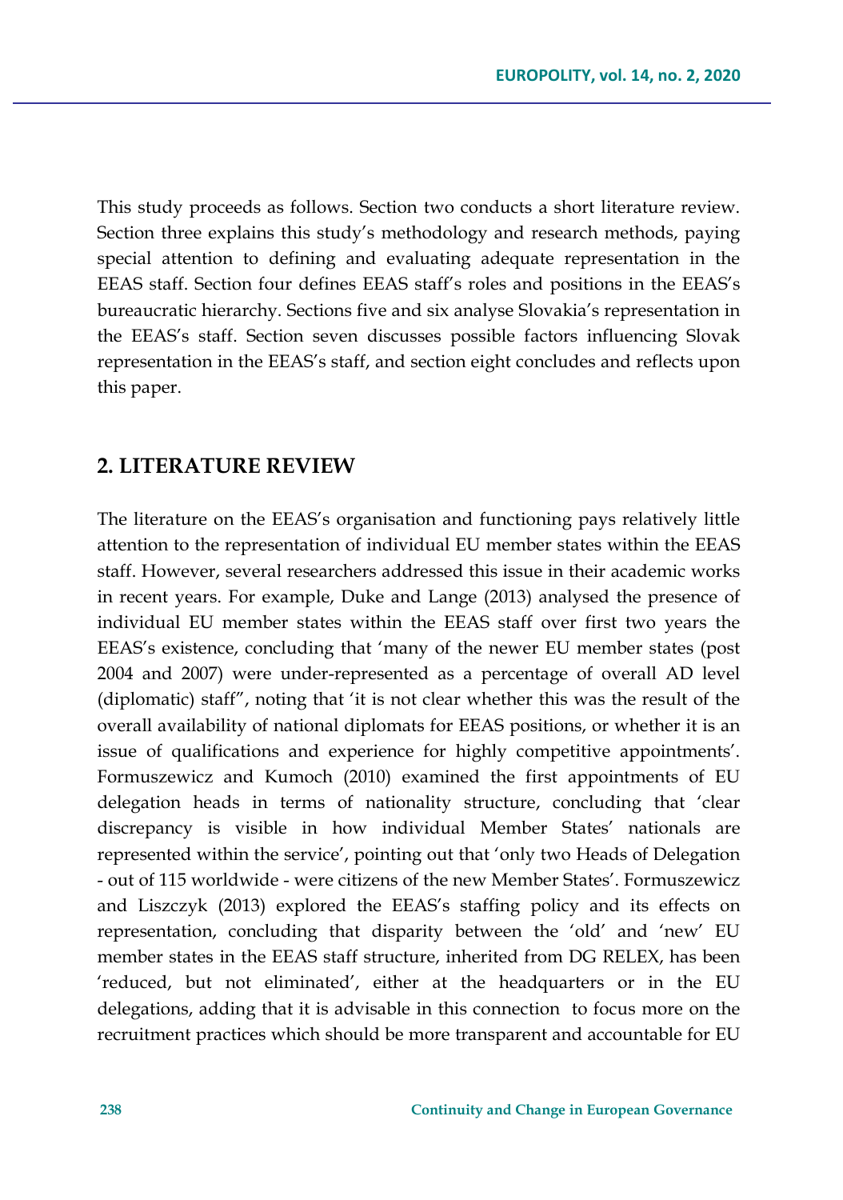This study proceeds as follows. Section two conducts a short literature review. Section three explains this study's methodology and research methods, paying special attention to defining and evaluating adequate representation in the EEAS staff. Section four defines EEAS staff's roles and positions in the EEAS's bureaucratic hierarchy. Sections five and six analyse Slovakia's representation in the EEAS's staff. Section seven discusses possible factors influencing Slovak representation in the EEAS's staff, and section eight concludes and reflects upon this paper.

## 2. LITERATURE REVIEW

The literature on the EEAS's organisation and functioning pays relatively little attention to the representation of individual EU member states within the EEAS staff. However, several researchers addressed this issue in their academic works in recent years. For example, Duke and Lange (2013) analysed the presence of individual EU member states within the EEAS staff over first two years the EEAS's existence, concluding that 'many of the newer EU member states (post 2004 and 2007) were under-represented as a percentage of overall AD level (diplomatic) staff", noting that 'it is not clear whether this was the result of the overall availability of national diplomats for EEAS positions, or whether it is an issue of qualifications and experience for highly competitive appointments'. Formuszewicz and Kumoch (2010) examined the first appointments of EU delegation heads in terms of nationality structure, concluding that 'clear discrepancy is visible in how individual Member States' nationals are represented within the service', pointing out that 'only two Heads of Delegation - out of 115 worldwide - were citizens of the new Member States'. Formuszewicz and Liszczyk (2013) explored the EEAS's staffing policy and its effects on representation, concluding that disparity between the 'old' and 'new' EU member states in the EEAS staff structure, inherited from DG RELEX, has been 'reduced, but not eliminated', either at the headquarters or in the EU delegations, adding that it is advisable in this connection to focus more on the recruitment practices which should be more transparent and accountable for EU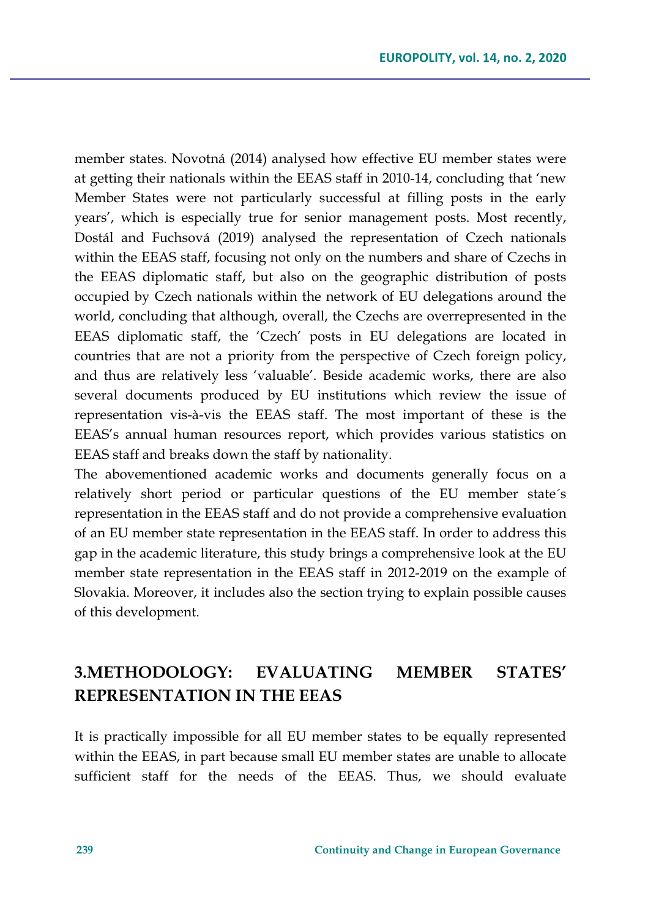member states. Novotná (2014) analysed how effective EU member states were at getting their nationals within the EEAS staff in 2010-14, concluding that 'new Member States were not particularly successful at filling posts in the early years', which is especially true for senior management posts. Most recently, Dostál and Fuchsová (2019) analysed the representation of Czech nationals within the EEAS staff, focusing not only on the numbers and share of Czechs in the EEAS diplomatic staff, but also on the geographic distribution of posts occupied by Czech nationals within the network of EU delegations around the world, concluding that although, overall, the Czechs are overrepresented in the EEAS diplomatic staff, the 'Czech' posts in EU delegations are located in countries that are not a priority from the perspective of Czech foreign policy, and thus are relatively less 'valuable'. Beside academic works, there are also several documents produced by EU institutions which review the issue of representation vis-à-vis the EEAS staff. The most important of these is the EEAS's annual human resources report, which provides various statistics on EEAS staff and breaks down the staff by nationality.

The abovementioned academic works and documents generally focus on a relatively short period or particular questions of the EU member state´s representation in the EEAS staff and do not provide a comprehensive evaluation of an EU member state representation in the EEAS staff. In order to address this gap in the academic literature, this study brings a comprehensive look at the EU member state representation in the EEAS staff in 2012-2019 on the example of Slovakia. Moreover, it includes also the section trying to explain possible causes of this development.

## 3.METHODOLOGY: EVALUATING MEMBER STATES' REPRESENTATION IN THE EEAS

It is practically impossible for all EU member states to be equally represented within the EEAS, in part because small EU member states are unable to allocate sufficient staff for the needs of the EEAS. Thus, we should evaluate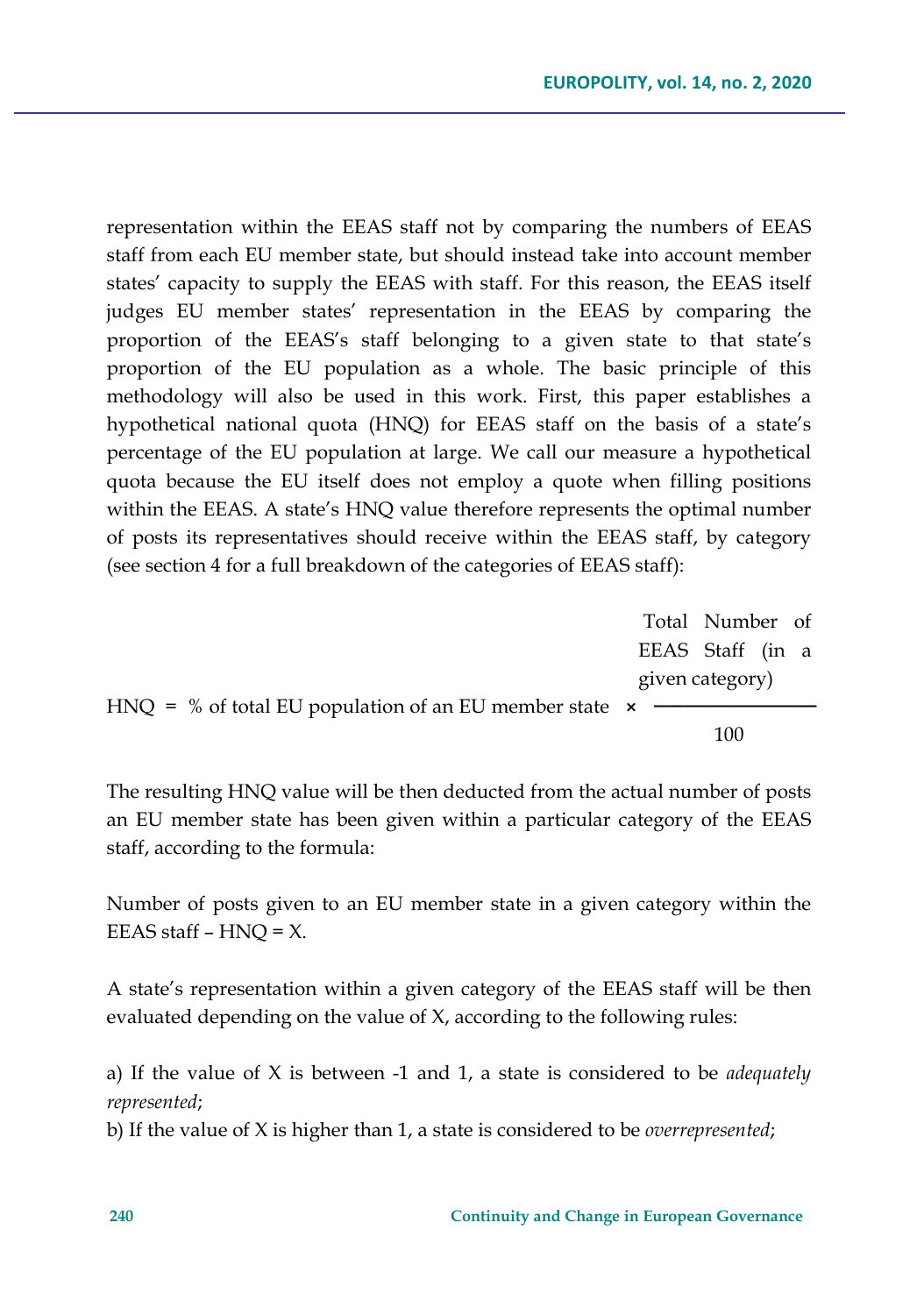representation within the EEAS staff not by comparing the numbers of EEAS staff from each EU member state, but should instead take into account member states' capacity to supply the EEAS with staff. For this reason, the EEAS itself judges EU member states' representation in the EEAS by comparing the proportion of the EEAS's staff belonging to a given state to that state's proportion of the EU population as a whole. The basic principle of this methodology will also be used in this work. First, this paper establishes a hypothetical national quota (HNQ) for EEAS staff on the basis of a state's percentage of the EU population at large. We call our measure a hypothetical quota because the EU itself does not employ a quote when filling positions within the EEAS. A state's HNQ value therefore represents the optimal number of posts its representatives should receive within the EEAS staff, by category (see section 4 for a full breakdown of the categories of EEAS staff):

$$\text{HNQ} = \text{\% of total EU population of an EU member state} \times \frac{\text{Total Number of EEAS Staff (in a given category)}}{100}$$

The resulting HNQ value will be then deducted from the actual number of posts an EU member state has been given within a particular category of the EEAS staff, according to the formula:

Number of posts given to an EU member state in a given category within the EEAS staff – HNQ = X.

A state's representation within a given category of the EEAS staff will be then evaluated depending on the value of X, according to the following rules:

a) If the value of X is between -1 and 1, a state is considered to be *adequately represented*;

b) If the value of X is higher than 1, a state is considered to be *overrepresented*;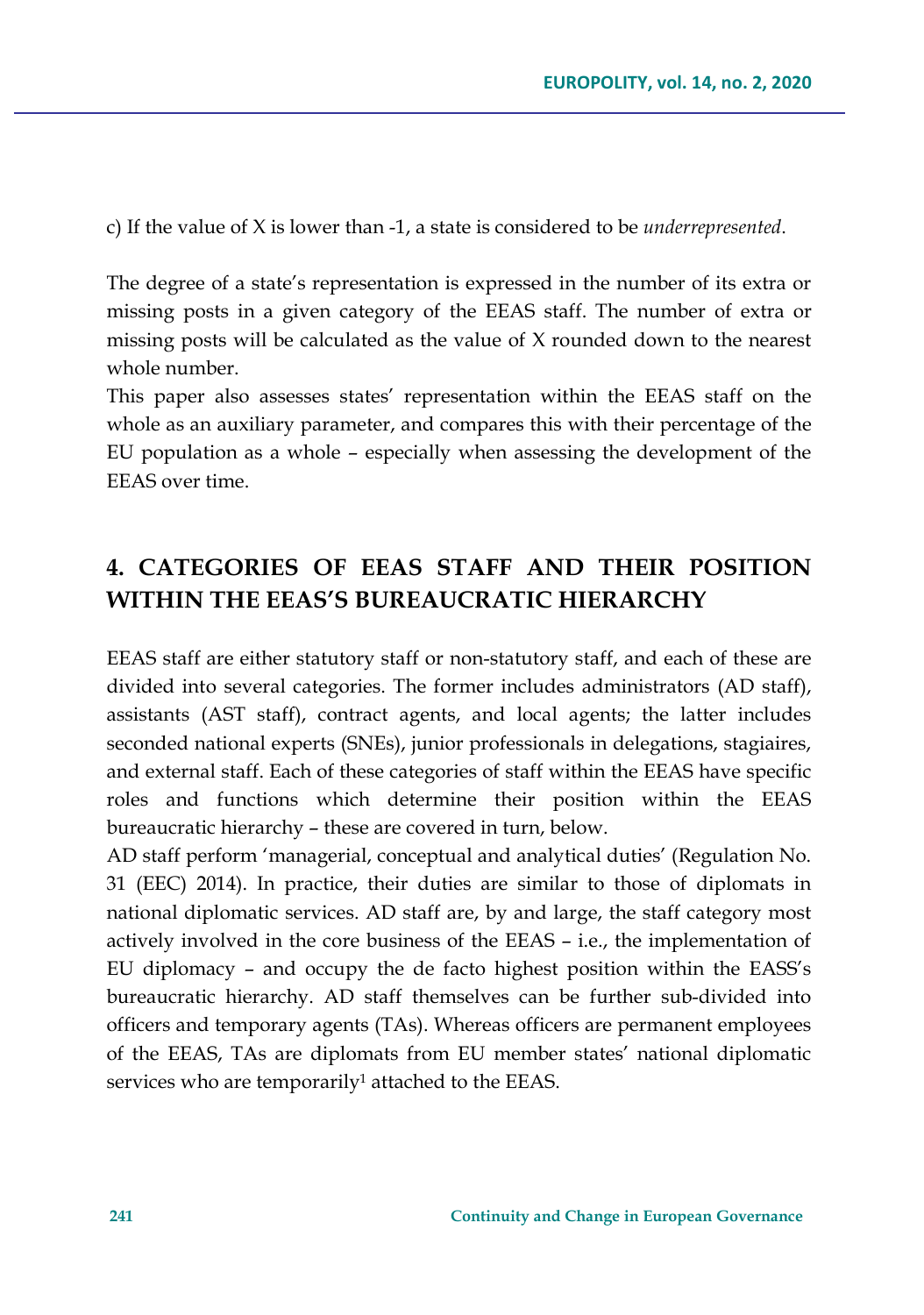c) If the value of X is lower than -1, a state is considered to be *underrepresented*.

The degree of a state's representation is expressed in the number of its extra or missing posts in a given category of the EEAS staff. The number of extra or missing posts will be calculated as the value of X rounded down to the nearest whole number.

This paper also assesses states' representation within the EEAS staff on the whole as an auxiliary parameter, and compares this with their percentage of the EU population as a whole – especially when assessing the development of the EEAS over time.

## 4. CATEGORIES OF EEAS STAFF AND THEIR POSITION WITHIN THE EEAS'S BUREAUCRATIC HIERARCHY

EEAS staff are either statutory staff or non-statutory staff, and each of these are divided into several categories. The former includes administrators (AD staff), assistants (AST staff), contract agents, and local agents; the latter includes seconded national experts (SNEs), junior professionals in delegations, stagiaires, and external staff. Each of these categories of staff within the EEAS have specific roles and functions which determine their position within the EEAS bureaucratic hierarchy – these are covered in turn, below.

AD staff perform 'managerial, conceptual and analytical duties' (Regulation No. 31 (EEC) 2014). In practice, their duties are similar to those of diplomats in national diplomatic services. AD staff are, by and large, the staff category most actively involved in the core business of the EEAS – i.e., the implementation of EU diplomacy – and occupy the de facto highest position within the EASS's bureaucratic hierarchy. AD staff themselves can be further sub-divided into officers and temporary agents (TAs). Whereas officers are permanent employees of the EEAS, TAs are diplomats from EU member states' national diplomatic services who are temporarily[1] attached to the EEAS.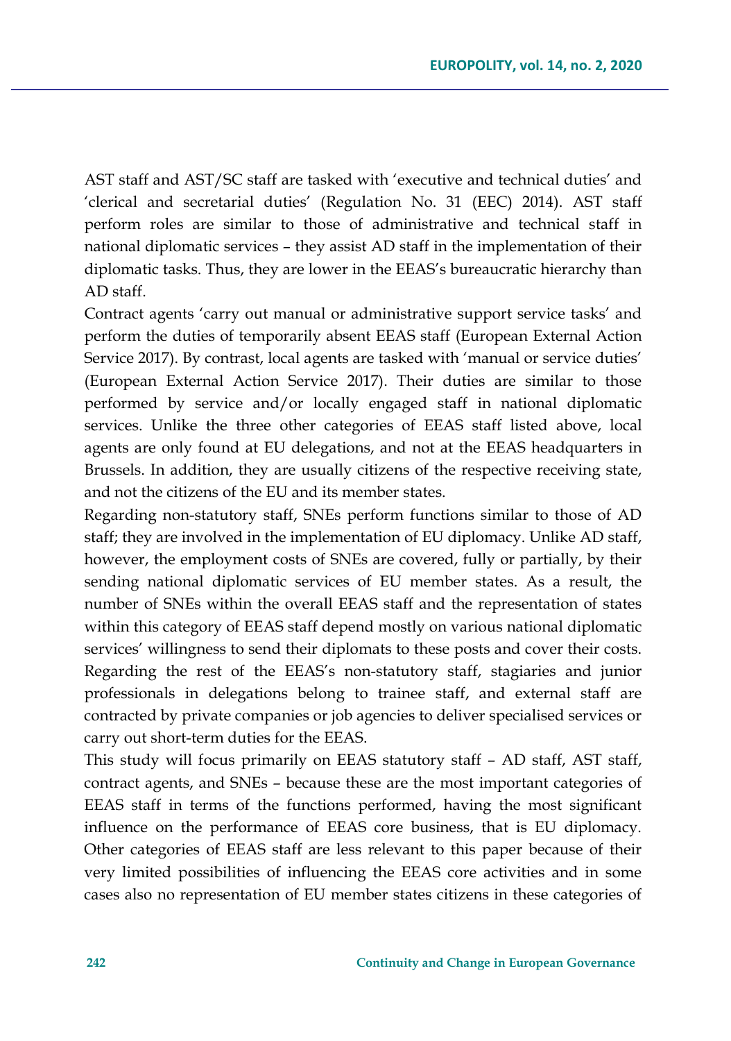AST staff and AST/SC staff are tasked with 'executive and technical duties' and 'clerical and secretarial duties' (Regulation No. 31 (EEC) 2014). AST staff perform roles are similar to those of administrative and technical staff in national diplomatic services – they assist AD staff in the implementation of their diplomatic tasks. Thus, they are lower in the EEAS's bureaucratic hierarchy than AD staff.

Contract agents 'carry out manual or administrative support service tasks' and perform the duties of temporarily absent EEAS staff (European External Action Service 2017). By contrast, local agents are tasked with 'manual or service duties' (European External Action Service 2017). Their duties are similar to those performed by service and/or locally engaged staff in national diplomatic services. Unlike the three other categories of EEAS staff listed above, local agents are only found at EU delegations, and not at the EEAS headquarters in Brussels. In addition, they are usually citizens of the respective receiving state, and not the citizens of the EU and its member states.

Regarding non-statutory staff, SNEs perform functions similar to those of AD staff; they are involved in the implementation of EU diplomacy. Unlike AD staff, however, the employment costs of SNEs are covered, fully or partially, by their sending national diplomatic services of EU member states. As a result, the number of SNEs within the overall EEAS staff and the representation of states within this category of EEAS staff depend mostly on various national diplomatic services' willingness to send their diplomats to these posts and cover their costs. Regarding the rest of the EEAS's non-statutory staff, stagiaries and junior professionals in delegations belong to trainee staff, and external staff are contracted by private companies or job agencies to deliver specialised services or carry out short-term duties for the EEAS.

This study will focus primarily on EEAS statutory staff – AD staff, AST staff, contract agents, and SNEs – because these are the most important categories of EEAS staff in terms of the functions performed, having the most significant influence on the performance of EEAS core business, that is EU diplomacy. Other categories of EEAS staff are less relevant to this paper because of their very limited possibilities of influencing the EEAS core activities and in some cases also no representation of EU member states citizens in these categories of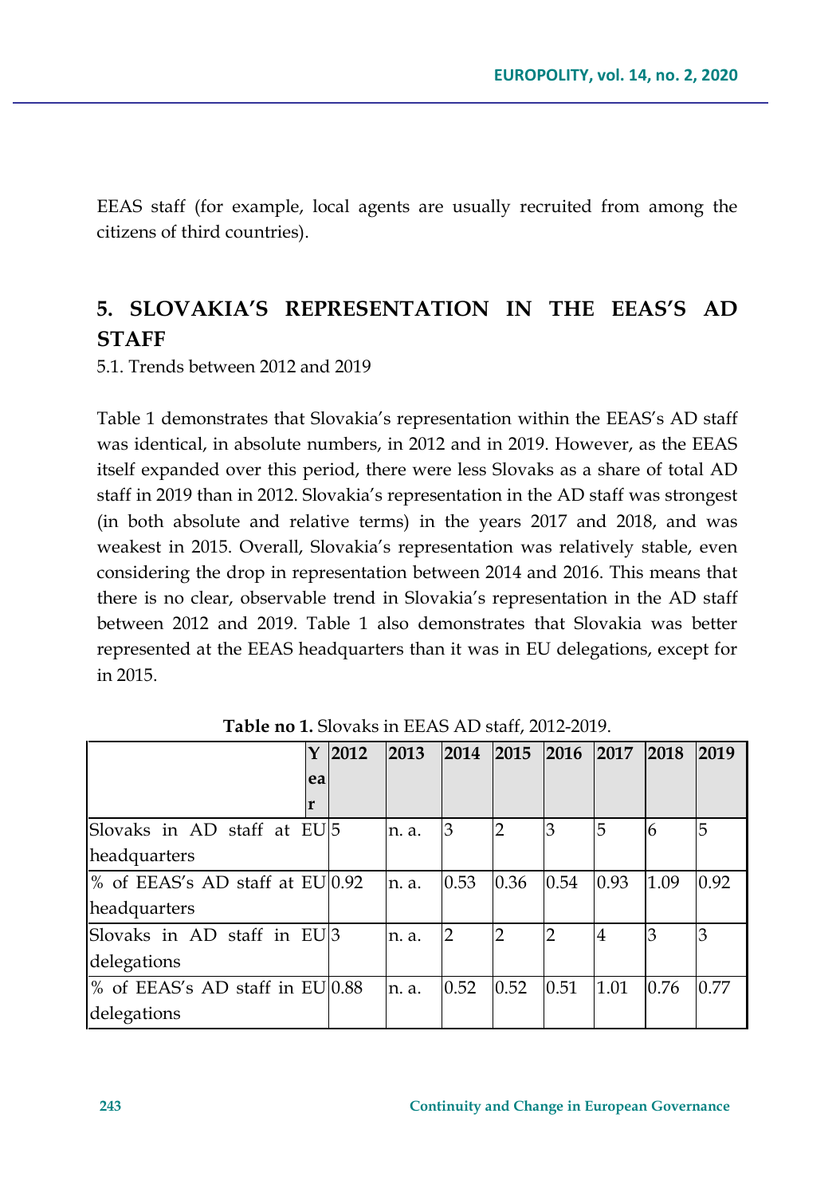EEAS staff (for example, local agents are usually recruited from among the citizens of third countries).

## 5. SLOVAKIA'S REPRESENTATION IN THE EEAS'S AD STAFF

5.1. Trends between 2012 and 2019

Table 1 demonstrates that Slovakia's representation within the EEAS's AD staff was identical, in absolute numbers, in 2012 and in 2019. However, as the EEAS itself expanded over this period, there were less Slovaks as a share of total AD staff in 2019 than in 2012. Slovakia's representation in the AD staff was strongest (in both absolute and relative terms) in the years 2017 and 2018, and was weakest in 2015. Overall, Slovakia's representation was relatively stable, even considering the drop in representation between 2014 and 2016. This means that there is no clear, observable trend in Slovakia's representation in the AD staff between 2012 and 2019. Table 1 also demonstrates that Slovakia was better represented at the EEAS headquarters than it was in EU delegations, except for in 2015.

**Table no 1.** Slovaks in EEAS AD staff, 2012-2019.

| Year | 2012 | 2013 | 2014 | 2015 | 2016 | 2017 | 2018 | 2019 |
|---|---|---|---|---|---|---|---|---|
| Slovaks in AD staff at EU headquarters | 5 | n. a. | 3 | 2 | 3 | 5 | 6 | 5 |
| % of EEAS's AD staff at EU headquarters | 0.92 | n. a. | 0.53 | 0.36 | 0.54 | 0.93 | 1.09 | 0.92 |
| Slovaks in AD staff in EU delegations | 3 | n. a. | 2 | 2 | 2 | 4 | 3 | 3 |
| % of EEAS's AD staff in EU delegations | 0.88 | n. a. | 0.52 | 0.52 | 0.51 | 1.01 | 0.76 | 0.77 |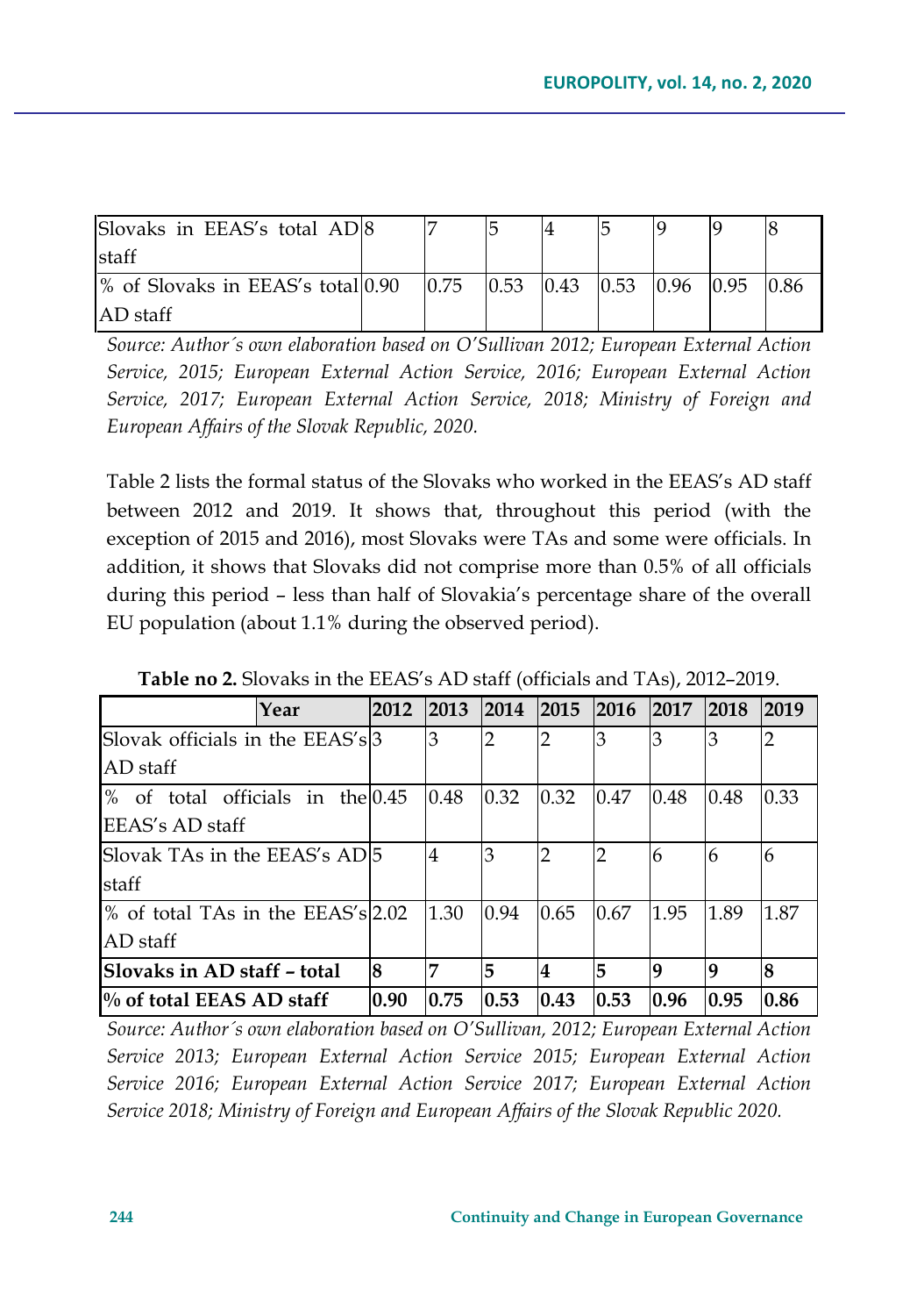| | | | | | | | | |
|---|---|---|---|---|---|---|---|---|
| Slovaks in EEAS's total AD staff | 8 | 7 | 5 | 4 | 5 | 9 | 9 | 8 |
| % of Slovaks in EEAS's total AD staff | 0.90 | 0.75 | 0.53 | 0.43 | 0.53 | 0.96 | 0.95 | 0.86 |

*Source: Author´s own elaboration based on O'Sullivan 2012; European External Action Service, 2015; European External Action Service, 2016; European External Action Service, 2017; European External Action Service, 2018; Ministry of Foreign and European Affairs of the Slovak Republic, 2020.*

Table 2 lists the formal status of the Slovaks who worked in the EEAS's AD staff between 2012 and 2019. It shows that, throughout this period (with the exception of 2015 and 2016), most Slovaks were TAs and some were officials. In addition, it shows that Slovaks did not comprise more than 0.5% of all officials during this period – less than half of Slovakia's percentage share of the overall EU population (about 1.1% during the observed period).

**Table no 2.** Slovaks in the EEAS's AD staff (officials and TAs), 2012–2019.

| Year | 2012 | 2013 | 2014 | 2015 | 2016 | 2017 | 2018 | 2019 |
|---|---|---|---|---|---|---|---|---|
| Slovak officials in the EEAS's AD staff | 3 | 3 | 2 | 2 | 3 | 3 | 3 | 2 |
| % of total officials in the EEAS's AD staff | 0.45 | 0.48 | 0.32 | 0.32 | 0.47 | 0.48 | 0.48 | 0.33 |
| Slovak TAs in the EEAS's AD staff | 5 | 4 | 3 | 2 | 2 | 6 | 6 | 6 |
| % of total TAs in the EEAS's AD staff | 2.02 | 1.30 | 0.94 | 0.65 | 0.67 | 1.95 | 1.89 | 1.87 |
| **Slovaks in AD staff – total** | **8** | **7** | **5** | **4** | **5** | **9** | **9** | **8** |
| **% of total EEAS AD staff** | **0.90** | **0.75** | **0.53** | **0.43** | **0.53** | **0.96** | **0.95** | **0.86** |

*Source: Author´s own elaboration based on O'Sullivan, 2012; European External Action Service 2013; European External Action Service 2015; European External Action Service 2016; European External Action Service 2017; European External Action Service 2018; Ministry of Foreign and European Affairs of the Slovak Republic 2020.*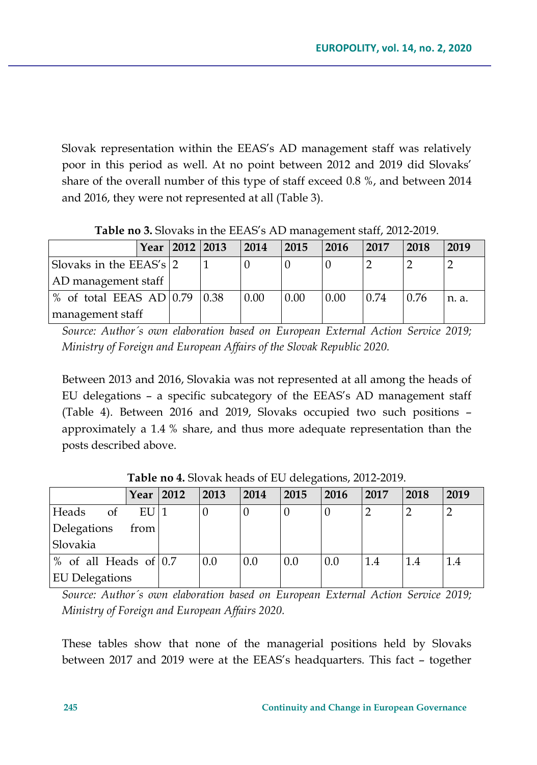Slovak representation within the EEAS's AD management staff was relatively poor in this period as well. At no point between 2012 and 2019 did Slovaks' share of the overall number of this type of staff exceed 0.8 %, and between 2014 and 2016, they were not represented at all (Table 3).

**Table no 3.** Slovaks in the EEAS's AD management staff, 2012-2019.

| Year | 2012 | 2013 | 2014 | 2015 | 2016 | 2017 | 2018 | 2019 |
|---|---|---|---|---|---|---|---|---|
| Slovaks in the EEAS's AD management staff | 2 | 1 | 0 | 0 | 0 | 2 | 2 | 2 |
| % of total EEAS AD management staff | 0.79 | 0.38 | 0.00 | 0.00 | 0.00 | 0.74 | 0.76 | n. a. |

*Source: Author´s own elaboration based on European External Action Service 2019; Ministry of Foreign and European Affairs of the Slovak Republic 2020.*

Between 2013 and 2016, Slovakia was not represented at all among the heads of EU delegations – a specific subcategory of the EEAS's AD management staff (Table 4). Between 2016 and 2019, Slovaks occupied two such positions – approximately a 1.4 % share, and thus more adequate representation than the posts described above.

**Table no 4.** Slovak heads of EU delegations, 2012-2019.

| Year | 2012 | 2013 | 2014 | 2015 | 2016 | 2017 | 2018 | 2019 |
|---|---|---|---|---|---|---|---|---|
| Heads of EU Delegations from Slovakia | 1 | 0 | 0 | 0 | 0 | 2 | 2 | 2 |
| % of all Heads of EU Delegations | 0.7 | 0.0 | 0.0 | 0.0 | 0.0 | 1.4 | 1.4 | 1.4 |

*Source: Author´s own elaboration based on European External Action Service 2019; Ministry of Foreign and European Affairs 2020.*

These tables show that none of the managerial positions held by Slovaks between 2017 and 2019 were at the EEAS's headquarters. This fact – together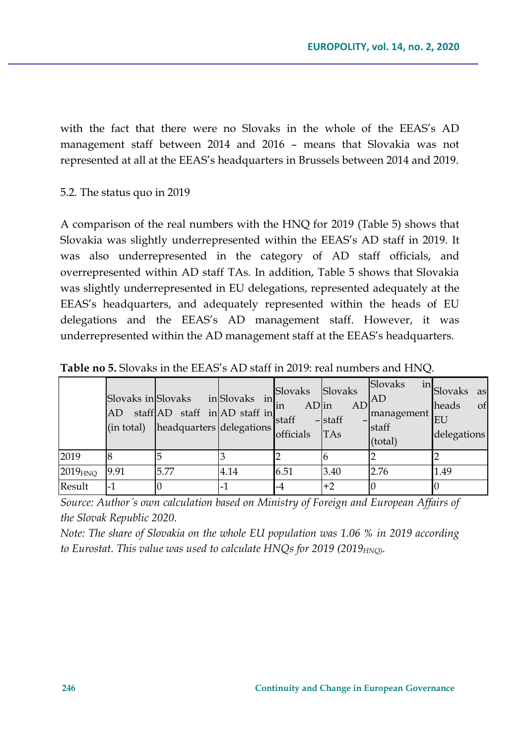with the fact that there were no Slovaks in the whole of the EEAS's AD management staff between 2014 and 2016 – means that Slovakia was not represented at all at the EEAS's headquarters in Brussels between 2014 and 2019.

5.2. The status quo in 2019

A comparison of the real numbers with the HNQ for 2019 (Table 5) shows that Slovakia was slightly underrepresented within the EEAS's AD staff in 2019. It was also underrepresented in the category of AD staff officials, and overrepresented within AD staff TAs. In addition, Table 5 shows that Slovakia was slightly underrepresented in EU delegations, represented adequately at the EEAS's headquarters, and adequately represented within the heads of EU delegations and the EEAS's AD management staff. However, it was underrepresented within the AD management staff at the EEAS's headquarters.

**Table no 5.** Slovaks in the EEAS's AD staff in 2019: real numbers and HNQ.

| | Slovaks in AD staff (in total) | Slovaks in AD staff in headquarters | Slovaks in AD staff in delegations | Slovaks in AD staff – officials | Slovaks in AD staff – TAs | Slovaks in AD management staff (total) | Slovaks as heads of EU delegations |
|---|---|---|---|---|---|---|---|
| 2019 | 8 | 5 | 3 | 2 | 6 | 2 | 2 |
| $2019_{HNQ}$ | 9.91 | 5.77 | 4.14 | 6.51 | 3.40 | 2.76 | 1.49 |
| Result | -1 | 0 | -1 | -4 | +2 | 0 | 0 |

*Source: Author´s own calculation based on Ministry of Foreign and European Affairs of the Slovak Republic 2020.*

*Note: The share of Slovakia on the whole EU population was 1.06 % in 2019 according to Eurostat. This value was used to calculate HNQs for 2019 ($2019_{HNQ}$).*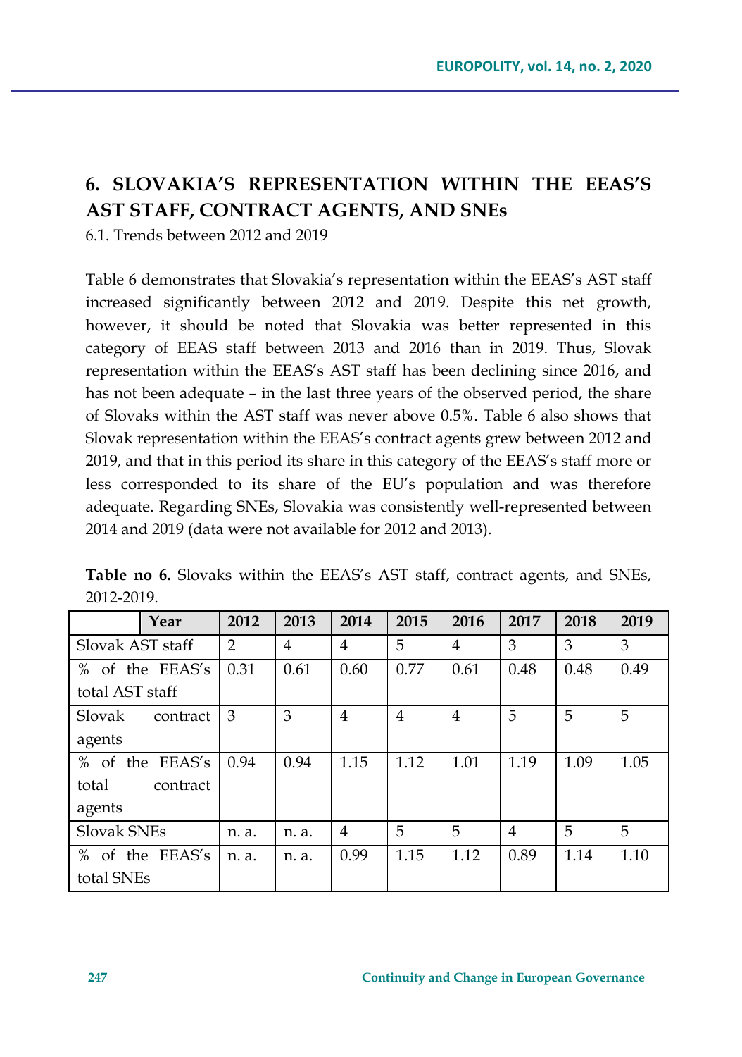## 6. SLOVAKIA'S REPRESENTATION WITHIN THE EEAS'S AST STAFF, CONTRACT AGENTS, AND SNEs

6.1. Trends between 2012 and 2019

Table 6 demonstrates that Slovakia's representation within the EEAS's AST staff increased significantly between 2012 and 2019. Despite this net growth, however, it should be noted that Slovakia was better represented in this category of EEAS staff between 2013 and 2016 than in 2019. Thus, Slovak representation within the EEAS's AST staff has been declining since 2016, and has not been adequate – in the last three years of the observed period, the share of Slovaks within the AST staff was never above 0.5%. Table 6 also shows that Slovak representation within the EEAS's contract agents grew between 2012 and 2019, and that in this period its share in this category of the EEAS's staff more or less corresponded to its share of the EU's population and was therefore adequate. Regarding SNEs, Slovakia was consistently well-represented between 2014 and 2019 (data were not available for 2012 and 2013).

**Table no 6.** Slovaks within the EEAS's AST staff, contract agents, and SNEs, 2012-2019.

| Year | 2012 | 2013 | 2014 | 2015 | 2016 | 2017 | 2018 | 2019 |
|---|---|---|---|---|---|---|---|---|
| Slovak AST staff | 2 | 4 | 4 | 5 | 4 | 3 | 3 | 3 |
| % of the EEAS's total AST staff | 0.31 | 0.61 | 0.60 | 0.77 | 0.61 | 0.48 | 0.48 | 0.49 |
| Slovak contract agents | 3 | 3 | 4 | 4 | 4 | 5 | 5 | 5 |
| % of the EEAS's total contract agents | 0.94 | 0.94 | 1.15 | 1.12 | 1.01 | 1.19 | 1.09 | 1.05 |
| Slovak SNEs | n. a. | n. a. | 4 | 5 | 5 | 4 | 5 | 5 |
| % of the EEAS's total SNEs | n. a. | n. a. | 0.99 | 1.15 | 1.12 | 0.89 | 1.14 | 1.10 |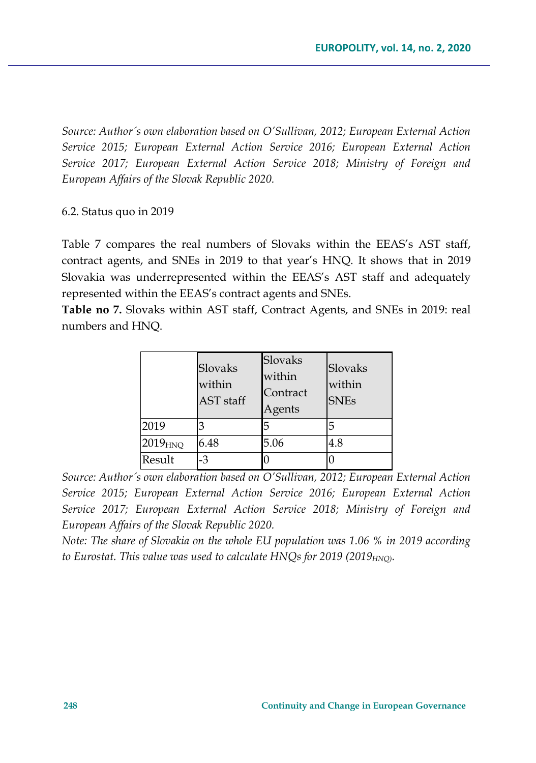*Source: Author´s own elaboration based on O'Sullivan, 2012; European External Action Service 2015; European External Action Service 2016; European External Action Service 2017; European External Action Service 2018; Ministry of Foreign and European Affairs of the Slovak Republic 2020.*

6.2. Status quo in 2019

Table 7 compares the real numbers of Slovaks within the EEAS's AST staff, contract agents, and SNEs in 2019 to that year's HNQ. It shows that in 2019 Slovakia was underrepresented within the EEAS's AST staff and adequately represented within the EEAS's contract agents and SNEs.

**Table no 7.** Slovaks within AST staff, Contract Agents, and SNEs in 2019: real numbers and HNQ.

| | Slovaks within AST staff | Slovaks within Contract Agents | Slovaks within SNEs |
|---|---|---|---|
| 2019 | 3 | 5 | 5 |
| $2019_{HNQ}$ | 6.48 | 5.06 | 4.8 |
| Result | -3 | 0 | 0 |

*Source: Author´s own elaboration based on O'Sullivan, 2012; European External Action Service 2015; European External Action Service 2016; European External Action Service 2017; European External Action Service 2018; Ministry of Foreign and European Affairs of the Slovak Republic 2020.*

*Note: The share of Slovakia on the whole EU population was 1.06 % in 2019 according to Eurostat. This value was used to calculate HNQs for 2019 ($2019_{HNQ}$).*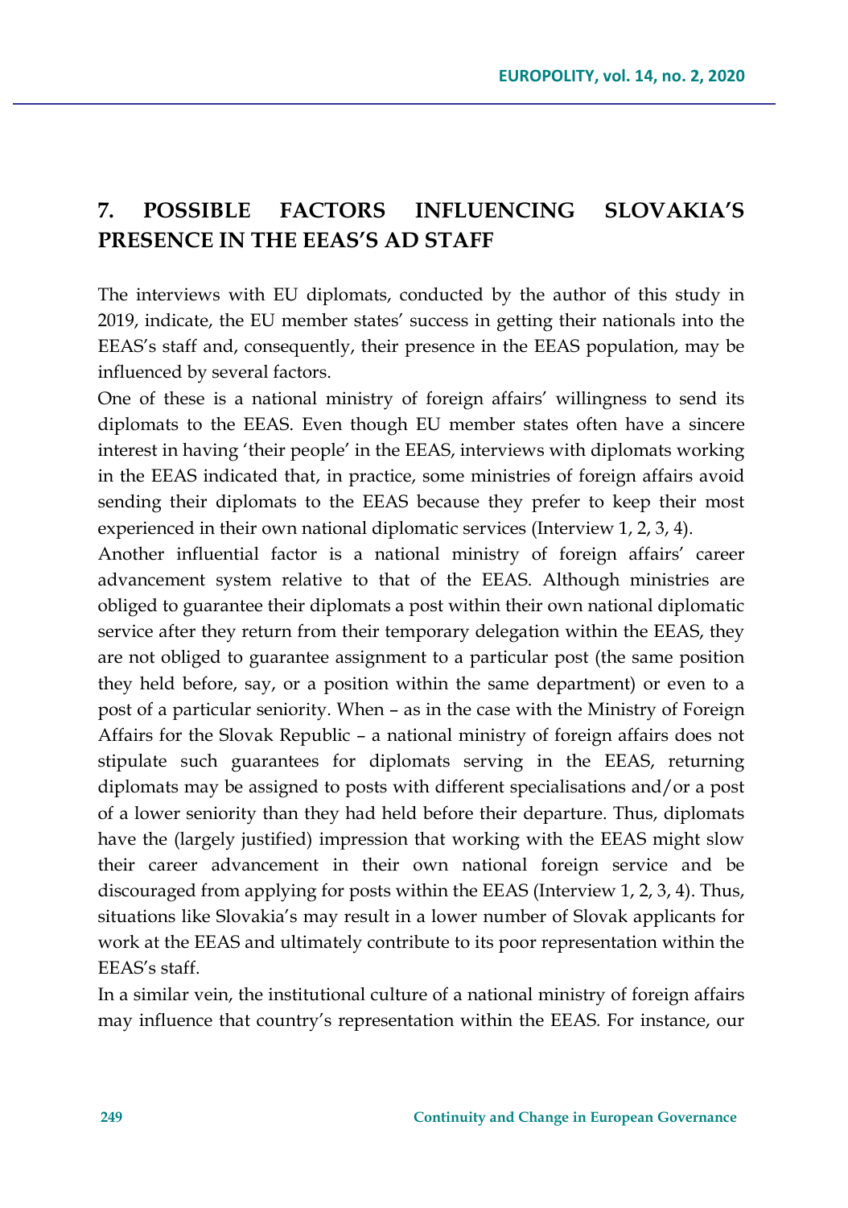## 7. POSSIBLE FACTORS INFLUENCING SLOVAKIA'S PRESENCE IN THE EEAS'S AD STAFF

The interviews with EU diplomats, conducted by the author of this study in 2019, indicate, the EU member states' success in getting their nationals into the EEAS's staff and, consequently, their presence in the EEAS population, may be influenced by several factors.

One of these is a national ministry of foreign affairs' willingness to send its diplomats to the EEAS. Even though EU member states often have a sincere interest in having 'their people' in the EEAS, interviews with diplomats working in the EEAS indicated that, in practice, some ministries of foreign affairs avoid sending their diplomats to the EEAS because they prefer to keep their most experienced in their own national diplomatic services (Interview 1, 2, 3, 4).

Another influential factor is a national ministry of foreign affairs' career advancement system relative to that of the EEAS. Although ministries are obliged to guarantee their diplomats a post within their own national diplomatic service after they return from their temporary delegation within the EEAS, they are not obliged to guarantee assignment to a particular post (the same position they held before, say, or a position within the same department) or even to a post of a particular seniority. When – as in the case with the Ministry of Foreign Affairs for the Slovak Republic – a national ministry of foreign affairs does not stipulate such guarantees for diplomats serving in the EEAS, returning diplomats may be assigned to posts with different specialisations and/or a post of a lower seniority than they had held before their departure. Thus, diplomats have the (largely justified) impression that working with the EEAS might slow their career advancement in their own national foreign service and be discouraged from applying for posts within the EEAS (Interview 1, 2, 3, 4). Thus, situations like Slovakia's may result in a lower number of Slovak applicants for work at the EEAS and ultimately contribute to its poor representation within the EEAS's staff.

In a similar vein, the institutional culture of a national ministry of foreign affairs may influence that country's representation within the EEAS. For instance, our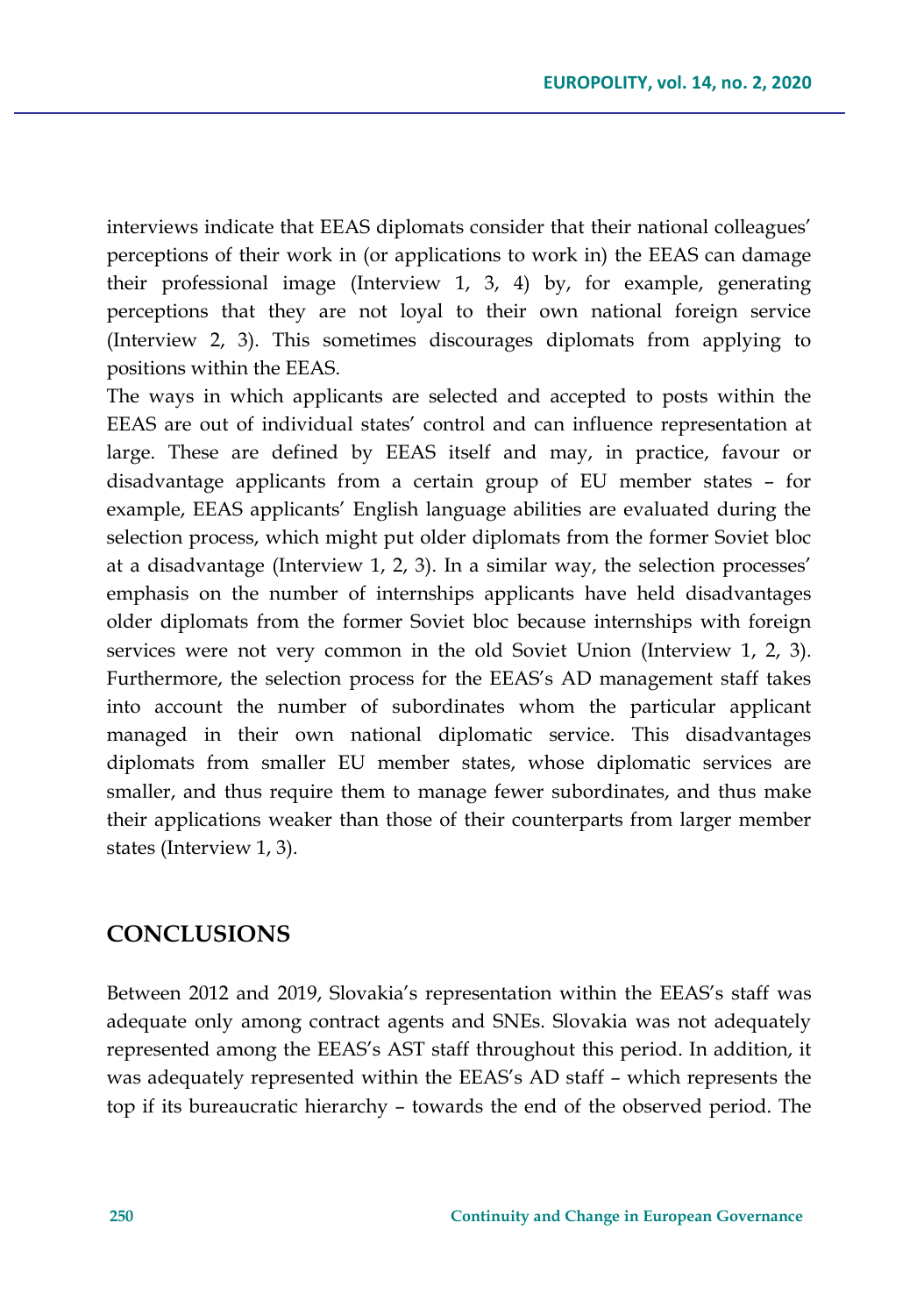interviews indicate that EEAS diplomats consider that their national colleagues' perceptions of their work in (or applications to work in) the EEAS can damage their professional image (Interview 1, 3, 4) by, for example, generating perceptions that they are not loyal to their own national foreign service (Interview 2, 3). This sometimes discourages diplomats from applying to positions within the EEAS.

The ways in which applicants are selected and accepted to posts within the EEAS are out of individual states' control and can influence representation at large. These are defined by EEAS itself and may, in practice, favour or disadvantage applicants from a certain group of EU member states – for example, EEAS applicants' English language abilities are evaluated during the selection process, which might put older diplomats from the former Soviet bloc at a disadvantage (Interview 1, 2, 3). In a similar way, the selection processes' emphasis on the number of internships applicants have held disadvantages older diplomats from the former Soviet bloc because internships with foreign services were not very common in the old Soviet Union (Interview 1, 2, 3). Furthermore, the selection process for the EEAS's AD management staff takes into account the number of subordinates whom the particular applicant managed in their own national diplomatic service. This disadvantages diplomats from smaller EU member states, whose diplomatic services are smaller, and thus require them to manage fewer subordinates, and thus make their applications weaker than those of their counterparts from larger member states (Interview 1, 3).

## CONCLUSIONS

Between 2012 and 2019, Slovakia's representation within the EEAS's staff was adequate only among contract agents and SNEs. Slovakia was not adequately represented among the EEAS's AST staff throughout this period. In addition, it was adequately represented within the EEAS's AD staff – which represents the top if its bureaucratic hierarchy – towards the end of the observed period. The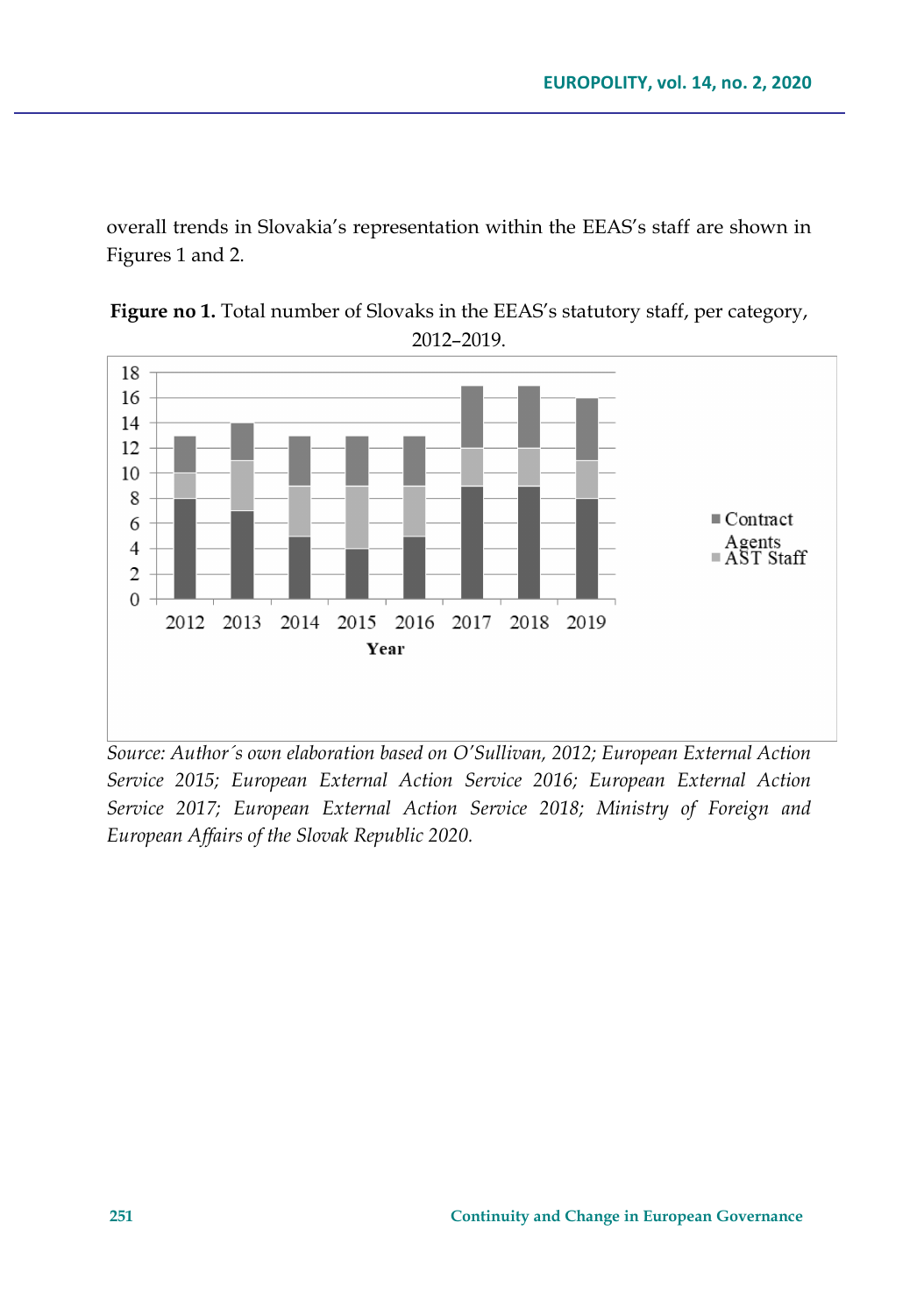overall trends in Slovakia's representation within the EEAS's staff are shown in Figures 1 and 2.

**Figure no 1.** Total number of Slovaks in the EEAS's statutory staff, per category, 2012–2019.

*Source: Author´s own elaboration based on O'Sullivan, 2012; European External Action Service 2015; European External Action Service 2016; European External Action Service 2017; European External Action Service 2018; Ministry of Foreign and European Affairs of the Slovak Republic 2020.*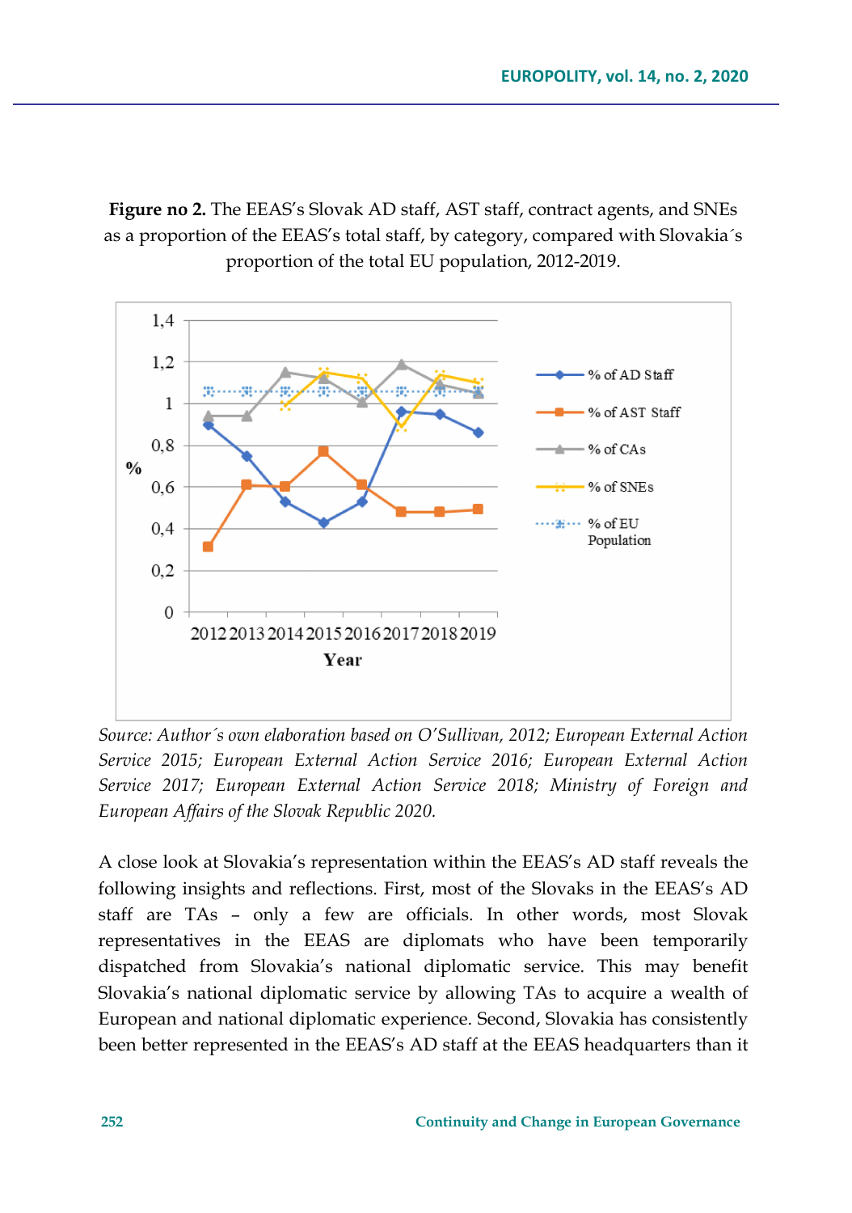**Figure no 2.** The EEAS's Slovak AD staff, AST staff, contract agents, and SNEs as a proportion of the EEAS's total staff, by category, compared with Slovakia´s proportion of the total EU population, 2012-2019.

*Source: Author´s own elaboration based on O'Sullivan, 2012; European External Action Service 2015; European External Action Service 2016; European External Action Service 2017; European External Action Service 2018; Ministry of Foreign and European Affairs of the Slovak Republic 2020.*

A close look at Slovakia's representation within the EEAS's AD staff reveals the following insights and reflections. First, most of the Slovaks in the EEAS's AD staff are TAs – only a few are officials. In other words, most Slovak representatives in the EEAS are diplomats who have been temporarily dispatched from Slovakia's national diplomatic service. This may benefit Slovakia's national diplomatic service by allowing TAs to acquire a wealth of European and national diplomatic experience. Second, Slovakia has consistently been better represented in the EEAS's AD staff at the EEAS headquarters than it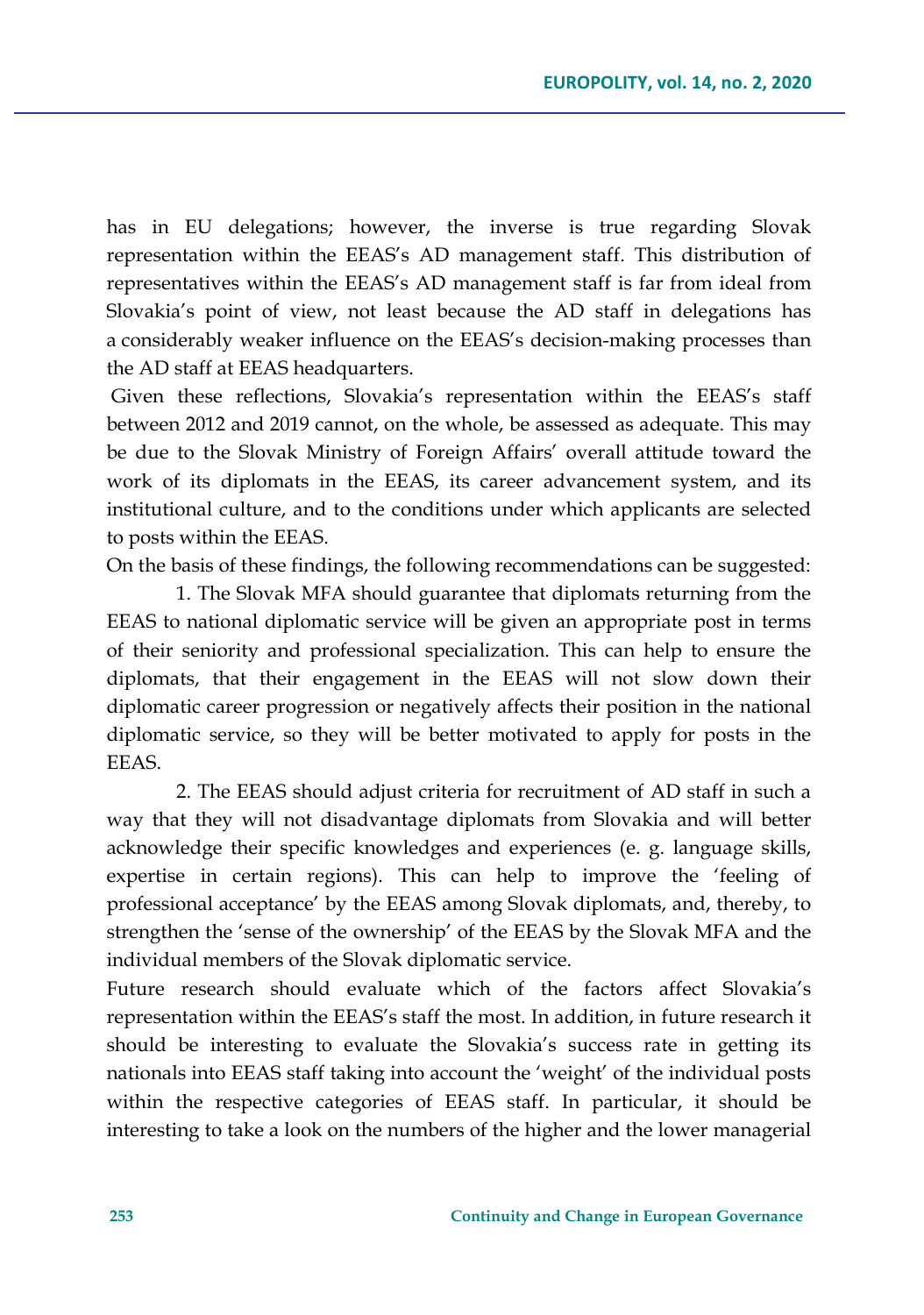has in EU delegations; however, the inverse is true regarding Slovak representation within the EEAS's AD management staff. This distribution of representatives within the EEAS's AD management staff is far from ideal from Slovakia's point of view, not least because the AD staff in delegations has a considerably weaker influence on the EEAS's decision-making processes than the AD staff at EEAS headquarters.

Given these reflections, Slovakia's representation within the EEAS's staff between 2012 and 2019 cannot, on the whole, be assessed as adequate. This may be due to the Slovak Ministry of Foreign Affairs' overall attitude toward the work of its diplomats in the EEAS, its career advancement system, and its institutional culture, and to the conditions under which applicants are selected to posts within the EEAS.

On the basis of these findings, the following recommendations can be suggested:

1. The Slovak MFA should guarantee that diplomats returning from the EEAS to national diplomatic service will be given an appropriate post in terms of their seniority and professional specialization. This can help to ensure the diplomats, that their engagement in the EEAS will not slow down their diplomatic career progression or negatively affects their position in the national diplomatic service, so they will be better motivated to apply for posts in the EEAS.

2. The EEAS should adjust criteria for recruitment of AD staff in such a way that they will not disadvantage diplomats from Slovakia and will better acknowledge their specific knowledges and experiences (e. g. language skills, expertise in certain regions). This can help to improve the 'feeling of professional acceptance' by the EEAS among Slovak diplomats, and, thereby, to strengthen the 'sense of the ownership' of the EEAS by the Slovak MFA and the individual members of the Slovak diplomatic service.

Future research should evaluate which of the factors affect Slovakia's representation within the EEAS's staff the most. In addition, in future research it should be interesting to evaluate the Slovakia's success rate in getting its nationals into EEAS staff taking into account the 'weight' of the individual posts within the respective categories of EEAS staff. In particular, it should be interesting to take a look on the numbers of the higher and the lower managerial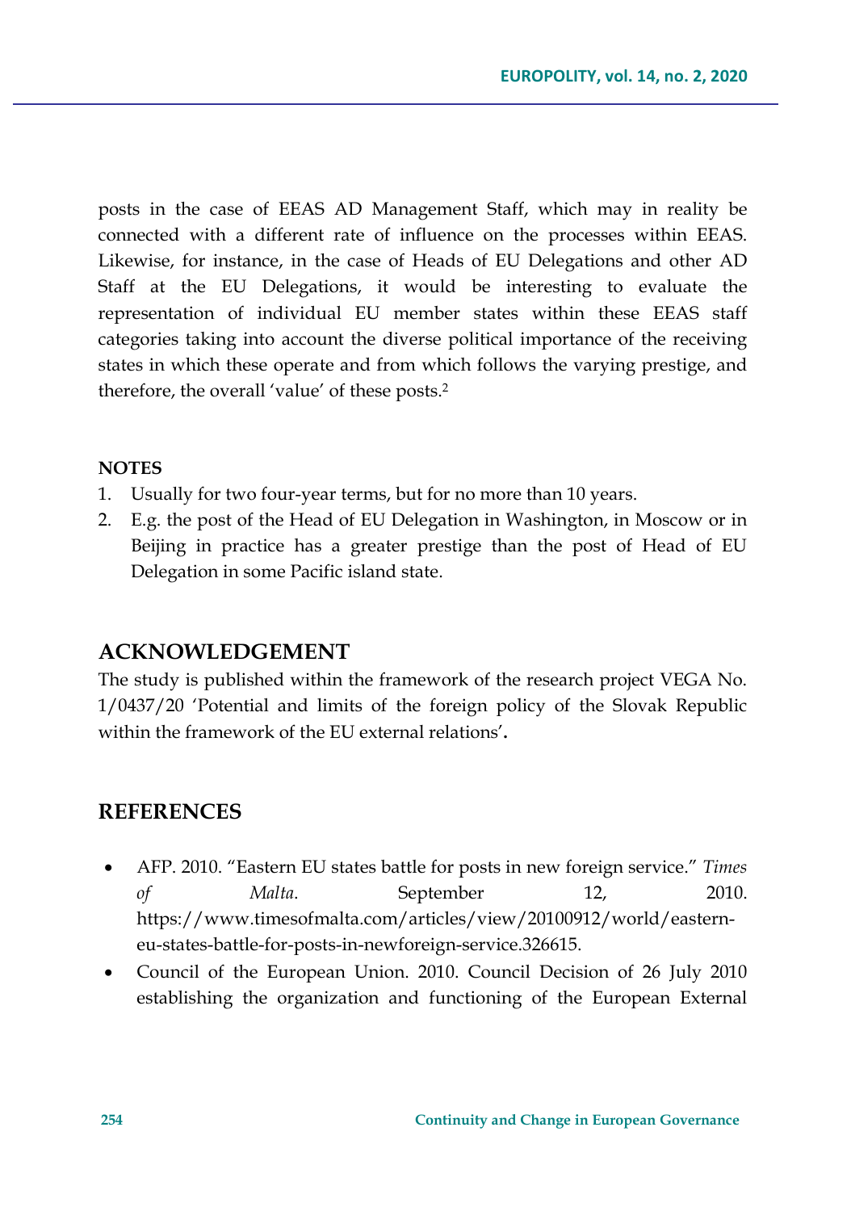posts in the case of EEAS AD Management Staff, which may in reality be connected with a different rate of influence on the processes within EEAS. Likewise, for instance, in the case of Heads of EU Delegations and other AD Staff at the EU Delegations, it would be interesting to evaluate the representation of individual EU member states within these EEAS staff categories taking into account the diverse political importance of the receiving states in which these operate and from which follows the varying prestige, and therefore, the overall 'value' of these posts.[2]

**NOTES**

1. Usually for two four-year terms, but for no more than 10 years.
2. E.g. the post of the Head of EU Delegation in Washington, in Moscow or in Beijing in practice has a greater prestige than the post of Head of EU Delegation in some Pacific island state.

## ACKNOWLEDGEMENT

The study is published within the framework of the research project VEGA No. 1/0437/20 'Potential and limits of the foreign policy of the Slovak Republic within the framework of the EU external relations'**.**

## REFERENCES

- AFP. 2010. "Eastern EU states battle for posts in new foreign service." *Times of Malta*. September 12, 2010. https://www.timesofmalta.com/articles/view/20100912/world/eastern-eu-states-battle-for-posts-in-newforeign-service.326615.
- Council of the European Union. 2010. Council Decision of 26 July 2010 establishing the organization and functioning of the European External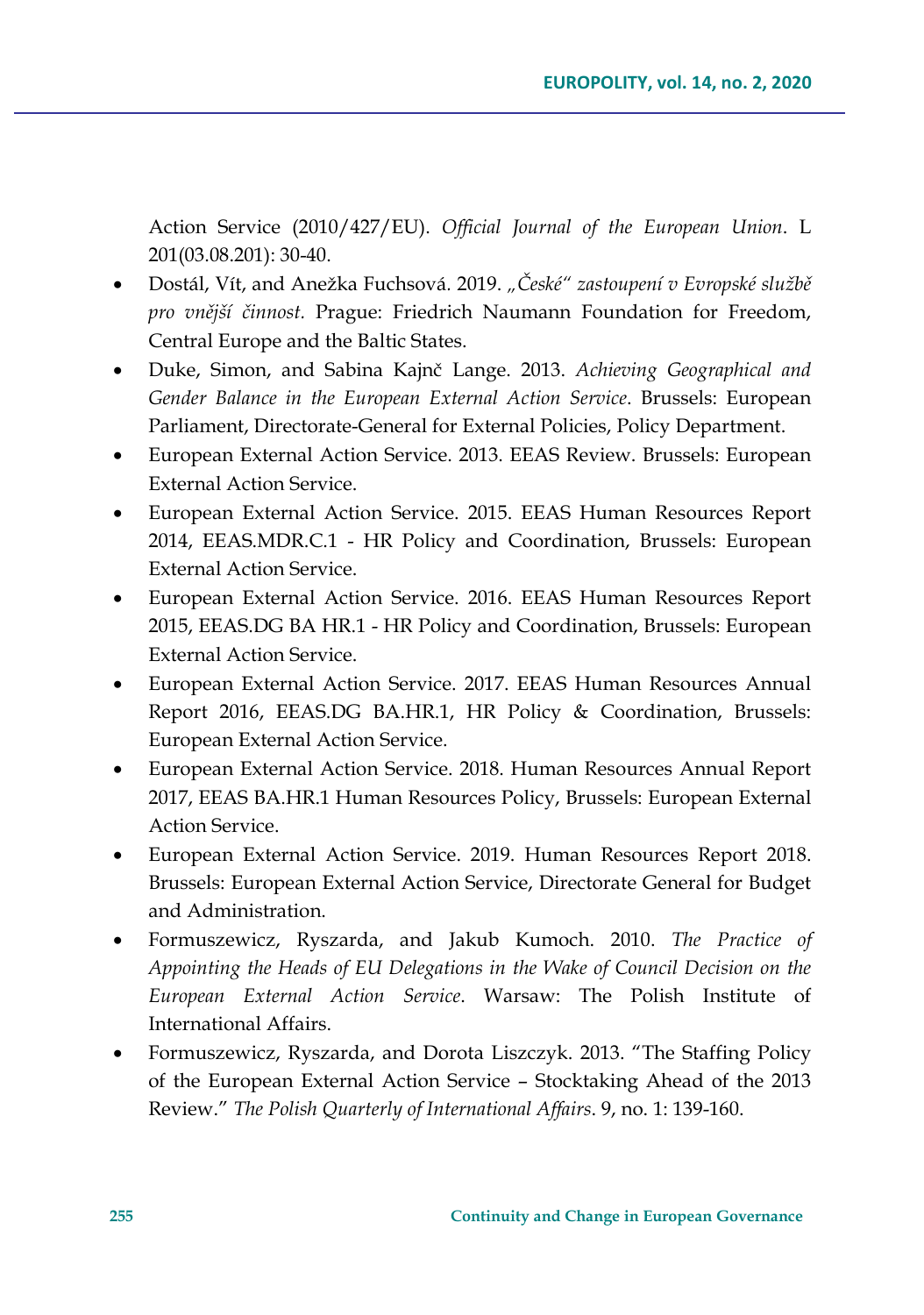Action Service (2010/427/EU). *Official Journal of the European Union*. L 201(03.08.201): 30-40.

- Dostál, Vít, and Anežka Fuchsová. 2019. *„České" zastoupení v Evropské službě pro vnější činnost*. Prague: Friedrich Naumann Foundation for Freedom, Central Europe and the Baltic States.
- Duke, Simon, and Sabina Kajnč Lange. 2013. *Achieving Geographical and Gender Balance in the European External Action Service*. Brussels: European Parliament, Directorate-General for External Policies, Policy Department.
- European External Action Service. 2013. EEAS Review. Brussels: European External Action Service.
- European External Action Service. 2015. EEAS Human Resources Report 2014, EEAS.MDR.C.1 - HR Policy and Coordination, Brussels: European External Action Service.
- European External Action Service. 2016. EEAS Human Resources Report 2015, EEAS.DG BA HR.1 - HR Policy and Coordination, Brussels: European External Action Service.
- European External Action Service. 2017. EEAS Human Resources Annual Report 2016, EEAS.DG BA.HR.1, HR Policy & Coordination, Brussels: European External Action Service.
- European External Action Service. 2018. Human Resources Annual Report 2017, EEAS BA.HR.1 Human Resources Policy, Brussels: European External Action Service.
- European External Action Service. 2019. Human Resources Report 2018. Brussels: European External Action Service, Directorate General for Budget and Administration.
- Formuszewicz, Ryszarda, and Jakub Kumoch. 2010. *The Practice of Appointing the Heads of EU Delegations in the Wake of Council Decision on the European External Action Service*. Warsaw: The Polish Institute of International Affairs.
- Formuszewicz, Ryszarda, and Dorota Liszczyk. 2013. "The Staffing Policy of the European External Action Service – Stocktaking Ahead of the 2013 Review." *The Polish Quarterly of International Affairs*. 9, no. 1: 139-160.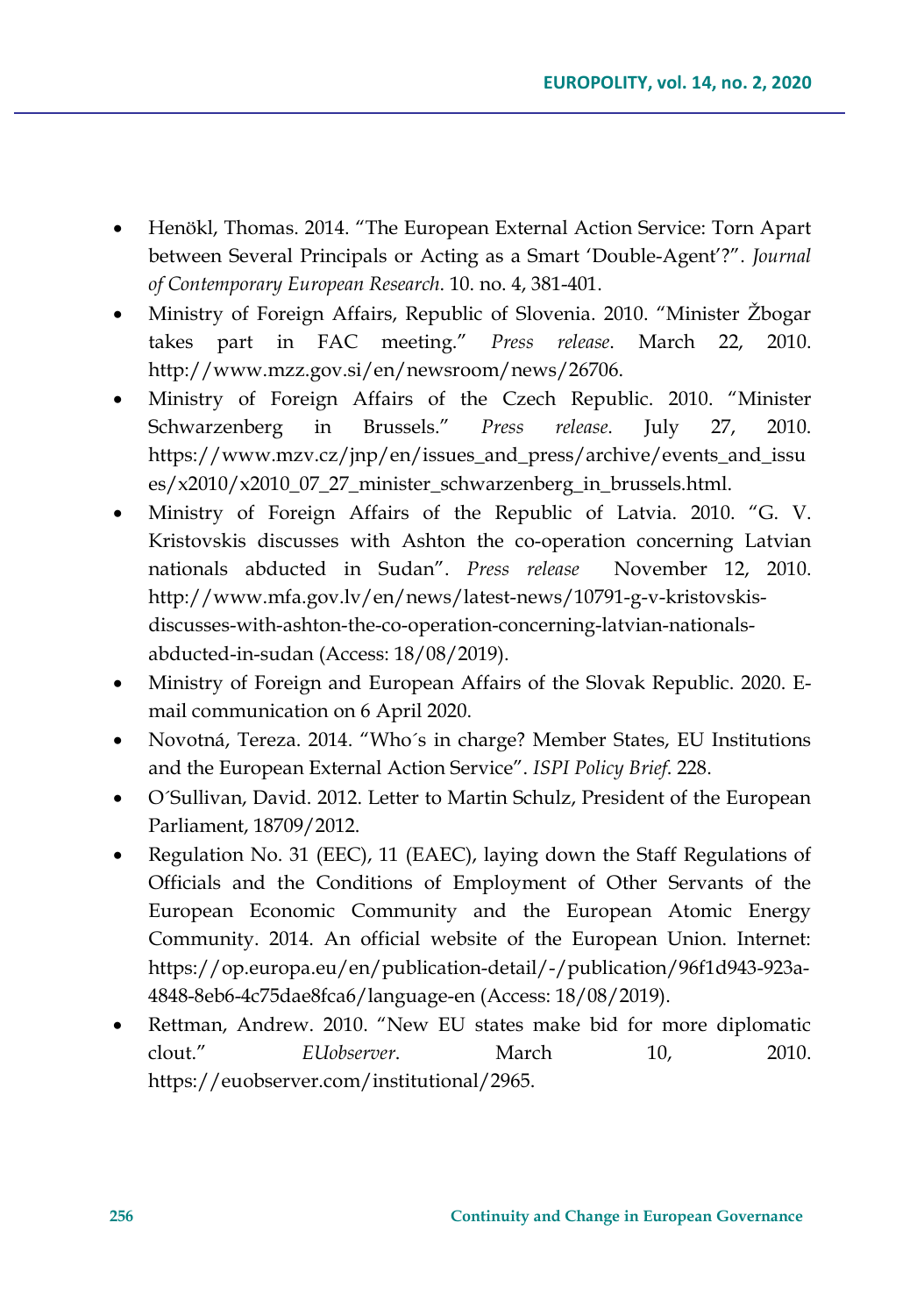- Henökl, Thomas. 2014. "The European External Action Service: Torn Apart between Several Principals or Acting as a Smart 'Double-Agent'?". *Journal of Contemporary European Research*. 10. no. 4, 381-401.
- Ministry of Foreign Affairs, Republic of Slovenia. 2010. "Minister Žbogar takes part in FAC meeting." *Press release*. March 22, 2010. http://www.mzz.gov.si/en/newsroom/news/26706.
- Ministry of Foreign Affairs of the Czech Republic. 2010. "Minister Schwarzenberg in Brussels." *Press release*. July 27, 2010. https://www.mzv.cz/jnp/en/issues_and_press/archive/events_and_issues/x2010/x2010_07_27_minister_schwarzenberg_in_brussels.html.
- Ministry of Foreign Affairs of the Republic of Latvia. 2010. "G. V. Kristovskis discusses with Ashton the co-operation concerning Latvian nationals abducted in Sudan". *Press release* November 12, 2010. http://www.mfa.gov.lv/en/news/latest-news/10791-g-v-kristovskis-discusses-with-ashton-the-co-operation-concerning-latvian-nationals-abducted-in-sudan (Access: 18/08/2019).
- Ministry of Foreign and European Affairs of the Slovak Republic. 2020. E-mail communication on 6 April 2020.
- Novotná, Tereza. 2014. "Who´s in charge? Member States, EU Institutions and the European External Action Service". *ISPI Policy Brief*. 228.
- O´Sullivan, David. 2012. Letter to Martin Schulz, President of the European Parliament, 18709/2012.
- Regulation No. 31 (EEC), 11 (EAEC), laying down the Staff Regulations of Officials and the Conditions of Employment of Other Servants of the European Economic Community and the European Atomic Energy Community. 2014. An official website of the European Union. Internet: https://op.europa.eu/en/publication-detail/-/publication/96f1d943-923a-4848-8eb6-4c75dae8fca6/language-en (Access: 18/08/2019).
- Rettman, Andrew. 2010. "New EU states make bid for more diplomatic clout." *EUobserver*. March 10, 2010. https://euobserver.com/institutional/2965.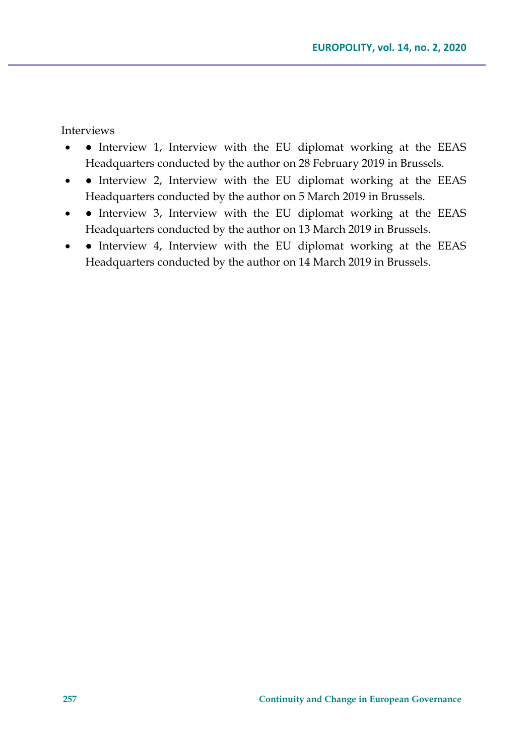Interviews

- ● Interview 1, Interview with the EU diplomat working at the EEAS Headquarters conducted by the author on 28 February 2019 in Brussels.
- ● Interview 2, Interview with the EU diplomat working at the EEAS Headquarters conducted by the author on 5 March 2019 in Brussels.
- ● Interview 3, Interview with the EU diplomat working at the EEAS Headquarters conducted by the author on 13 March 2019 in Brussels.
- ● Interview 4, Interview with the EU diplomat working at the EEAS Headquarters conducted by the author on 14 March 2019 in Brussels.